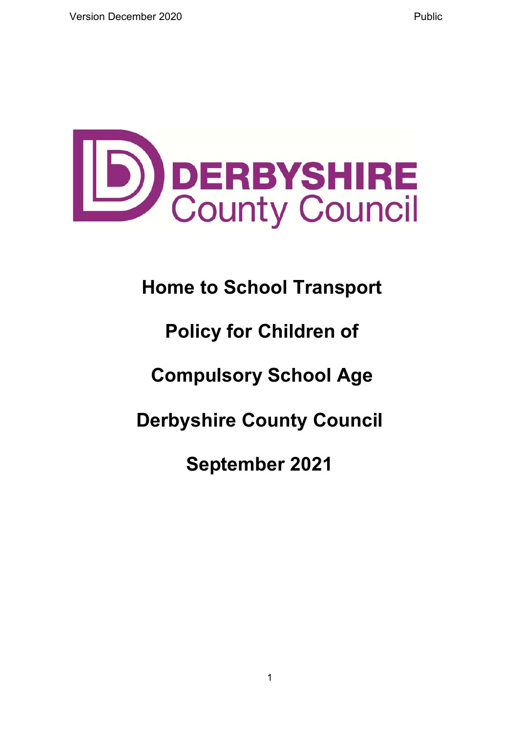# Home to School Transport

# Policy for Children of

# Compulsory School Age

# Derbyshire County Council

# September 2021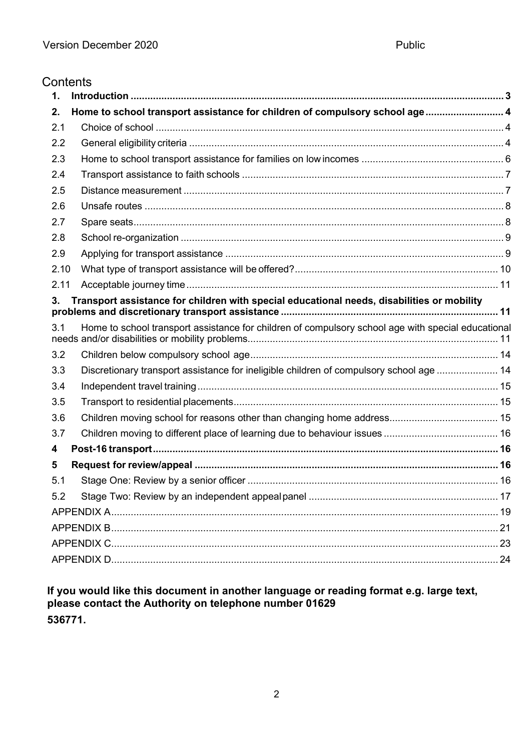## Contents

| | | |
|---|---|---|
| **1.** | **Introduction** | **3** |
| **2.** | **Home to school transport assistance for children of compulsory school age** | **4** |
| 2.1 | Choice of school | 4 |
| 2.2 | General eligibility criteria | 4 |
| 2.3 | Home to school transport assistance for families on low incomes | 6 |
| 2.4 | Transport assistance to faith schools | 7 |
| 2.5 | Distance measurement | 7 |
| 2.6 | Unsafe routes | 8 |
| 2.7 | Spare seats | 8 |
| 2.8 | School re-organization | 9 |
| 2.9 | Applying for transport assistance | 9 |
| 2.10 | What type of transport assistance will be offered? | 10 |
| 2.11 | Acceptable journey time | 11 |
| **3.** | **Transport assistance for children with special educational needs, disabilities or mobility problems and discretionary transport assistance** | **11** |
| 3.1 | Home to school transport assistance for children of compulsory school age with special educational needs and/or disabilities or mobility problems | 11 |
| 3.2 | Children below compulsory school age | 14 |
| 3.3 | Discretionary transport assistance for ineligible children of compulsory school age | 14 |
| 3.4 | Independent travel training | 15 |
| 3.5 | Transport to residential placements | 15 |
| 3.6 | Children moving school for reasons other than changing home address | 15 |
| 3.7 | Children moving to different place of learning due to behaviour issues | 16 |
| **4** | **Post-16 transport** | **16** |
| **5** | **Request for review/appeal** | **16** |
| 5.1 | Stage One: Review by a senior officer | 16 |
| 5.2 | Stage Two: Review by an independent appeal panel | 17 |
| | APPENDIX A | 19 |
| | APPENDIX B | 21 |
| | APPENDIX C | 23 |
| | APPENDIX D | 24 |

**If you would like this document in another language or reading format e.g. large text, please contact the Authority on telephone number 01629 536771.**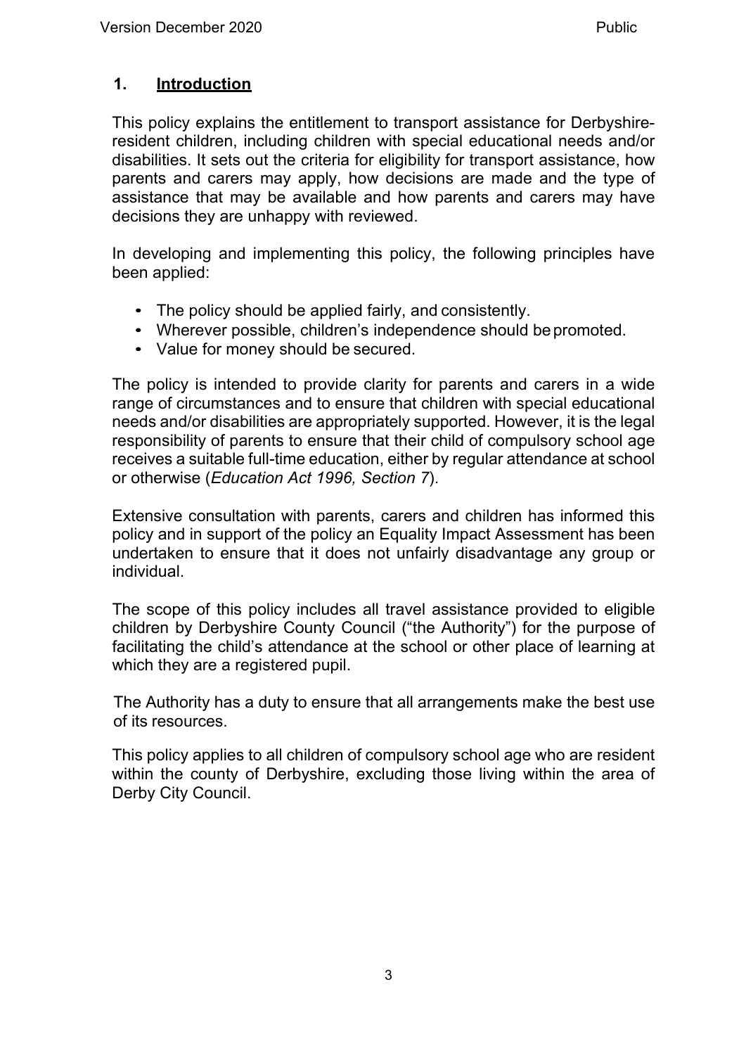## 1. Introduction

This policy explains the entitlement to transport assistance for Derbyshire-resident children, including children with special educational needs and/or disabilities. It sets out the criteria for eligibility for transport assistance, how parents and carers may apply, how decisions are made and the type of assistance that may be available and how parents and carers may have decisions they are unhappy with reviewed.

In developing and implementing this policy, the following principles have been applied:

- The policy should be applied fairly, and consistently.
- Wherever possible, children's independence should be promoted.
- Value for money should be secured.

The policy is intended to provide clarity for parents and carers in a wide range of circumstances and to ensure that children with special educational needs and/or disabilities are appropriately supported. However, it is the legal responsibility of parents to ensure that their child of compulsory school age receives a suitable full-time education, either by regular attendance at school or otherwise (*Education Act 1996, Section 7*).

Extensive consultation with parents, carers and children has informed this policy and in support of the policy an Equality Impact Assessment has been undertaken to ensure that it does not unfairly disadvantage any group or individual.

The scope of this policy includes all travel assistance provided to eligible children by Derbyshire County Council ("the Authority") for the purpose of facilitating the child's attendance at the school or other place of learning at which they are a registered pupil.

The Authority has a duty to ensure that all arrangements make the best use of its resources.

This policy applies to all children of compulsory school age who are resident within the county of Derbyshire, excluding those living within the area of Derby City Council.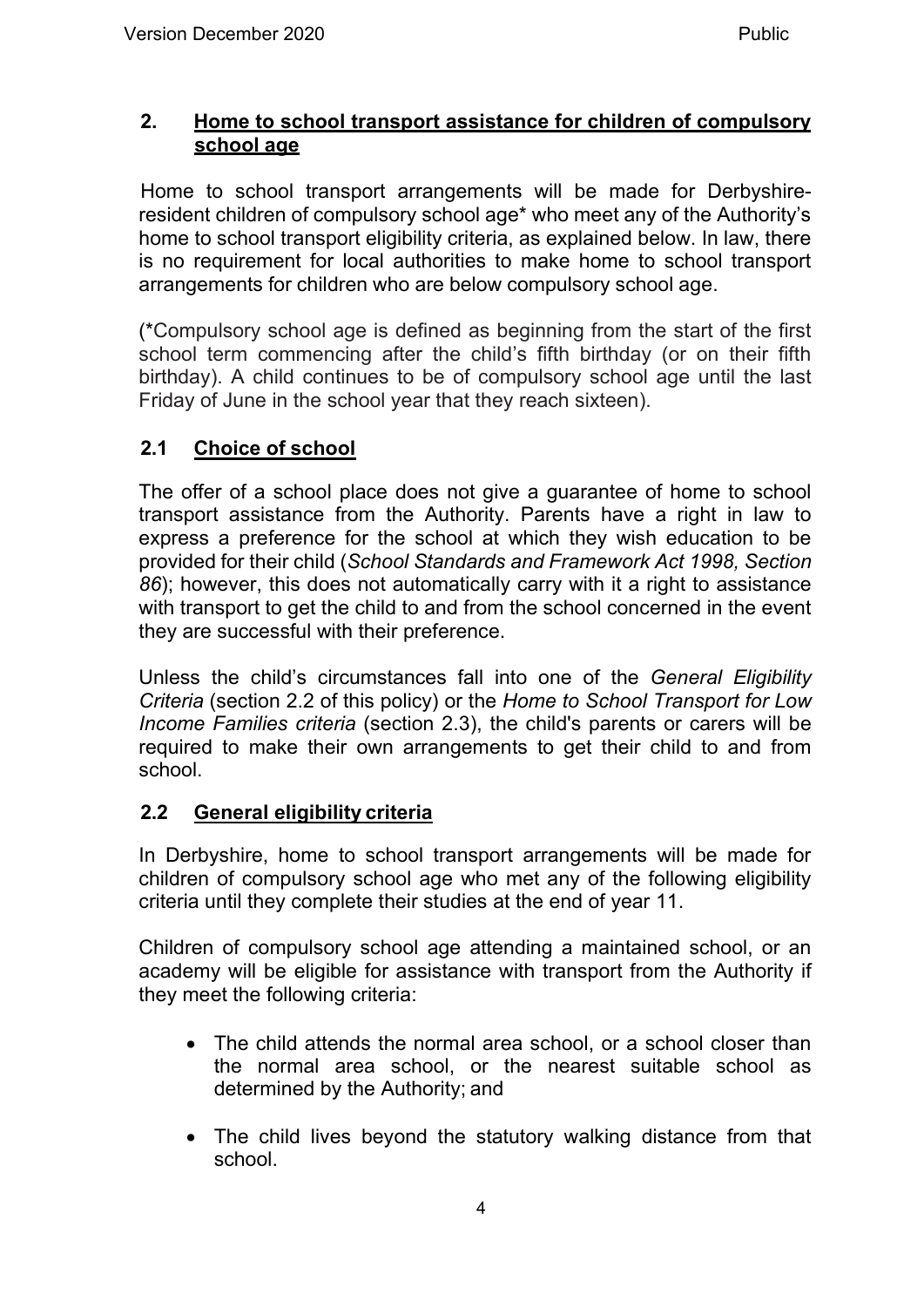## 2. Home to school transport assistance for children of compulsory school age

Home to school transport arrangements will be made for Derbyshire-resident children of compulsory school age* who meet any of the Authority's home to school transport eligibility criteria, as explained below. In law, there is no requirement for local authorities to make home to school transport arrangements for children who are below compulsory school age.

(*Compulsory school age is defined as beginning from the start of the first school term commencing after the child's fifth birthday (or on their fifth birthday). A child continues to be of compulsory school age until the last Friday of June in the school year that they reach sixteen).

### 2.1 Choice of school

The offer of a school place does not give a guarantee of home to school transport assistance from the Authority. Parents have a right in law to express a preference for the school at which they wish education to be provided for their child (*School Standards and Framework Act 1998, Section 86*); however, this does not automatically carry with it a right to assistance with transport to get the child to and from the school concerned in the event they are successful with their preference.

Unless the child's circumstances fall into one of the *General Eligibility Criteria* (section 2.2 of this policy) or the *Home to School Transport for Low Income Families criteria* (section 2.3), the child's parents or carers will be required to make their own arrangements to get their child to and from school.

### 2.2 General eligibility criteria

In Derbyshire, home to school transport arrangements will be made for children of compulsory school age who met any of the following eligibility criteria until they complete their studies at the end of year 11.

Children of compulsory school age attending a maintained school, or an academy will be eligible for assistance with transport from the Authority if they meet the following criteria:

- The child attends the normal area school, or a school closer than the normal area school, or the nearest suitable school as determined by the Authority; and
- The child lives beyond the statutory walking distance from that school.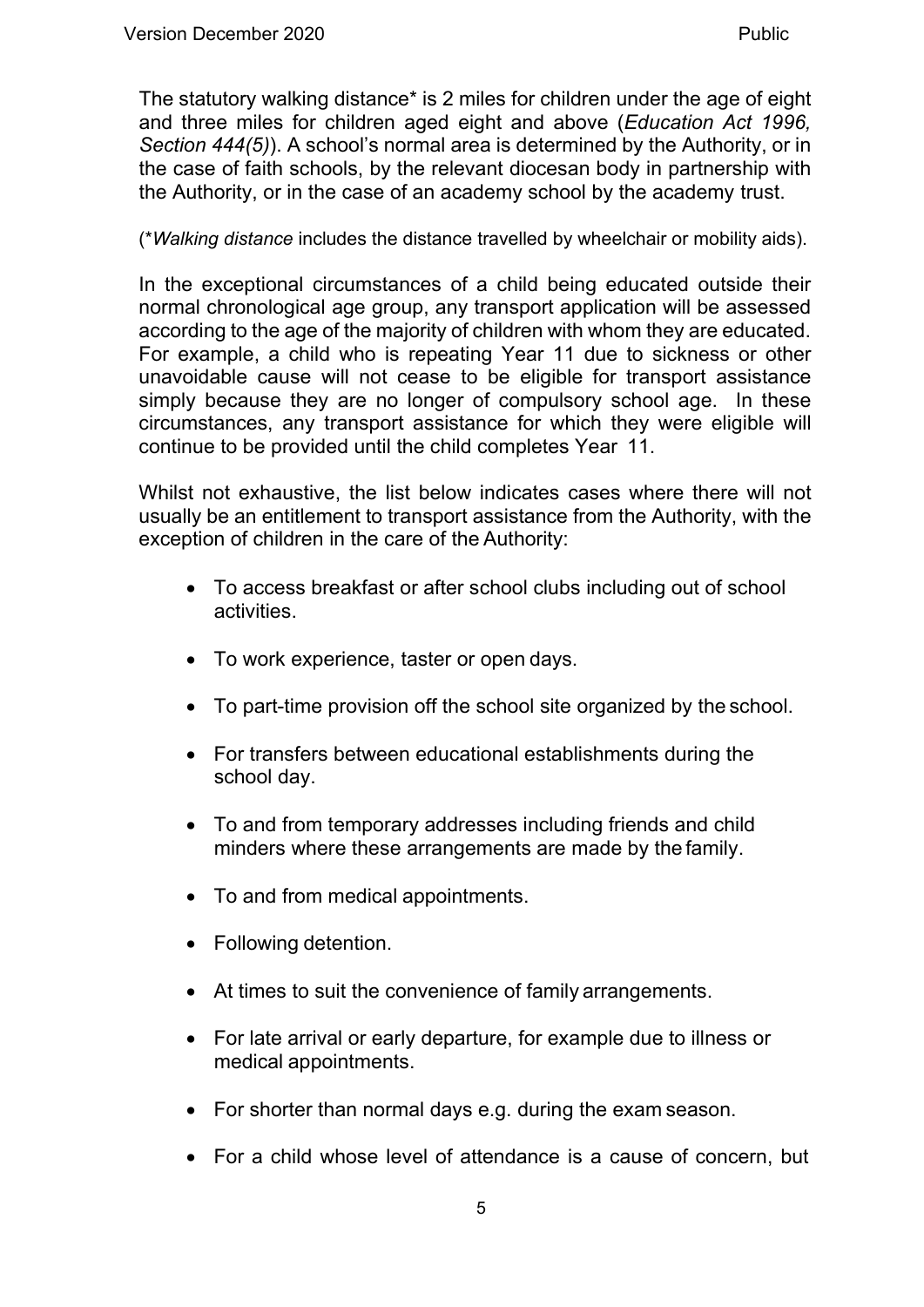The statutory walking distance* is 2 miles for children under the age of eight and three miles for children aged eight and above (*Education Act 1996, Section 444(5)*). A school's normal area is determined by the Authority, or in the case of faith schools, by the relevant diocesan body in partnership with the Authority, or in the case of an academy school by the academy trust.

(**Walking distance* includes the distance travelled by wheelchair or mobility aids).

In the exceptional circumstances of a child being educated outside their normal chronological age group, any transport application will be assessed according to the age of the majority of children with whom they are educated. For example, a child who is repeating Year 11 due to sickness or other unavoidable cause will not cease to be eligible for transport assistance simply because they are no longer of compulsory school age. In these circumstances, any transport assistance for which they were eligible will continue to be provided until the child completes Year 11.

Whilst not exhaustive, the list below indicates cases where there will not usually be an entitlement to transport assistance from the Authority, with the exception of children in the care of the Authority:

- To access breakfast or after school clubs including out of school activities.
- To work experience, taster or open days.
- To part-time provision off the school site organized by the school.
- For transfers between educational establishments during the school day.
- To and from temporary addresses including friends and child minders where these arrangements are made by the family.
- To and from medical appointments.
- Following detention.
- At times to suit the convenience of family arrangements.
- For late arrival or early departure, for example due to illness or medical appointments.
- For shorter than normal days e.g. during the exam season.
- For a child whose level of attendance is a cause of concern, but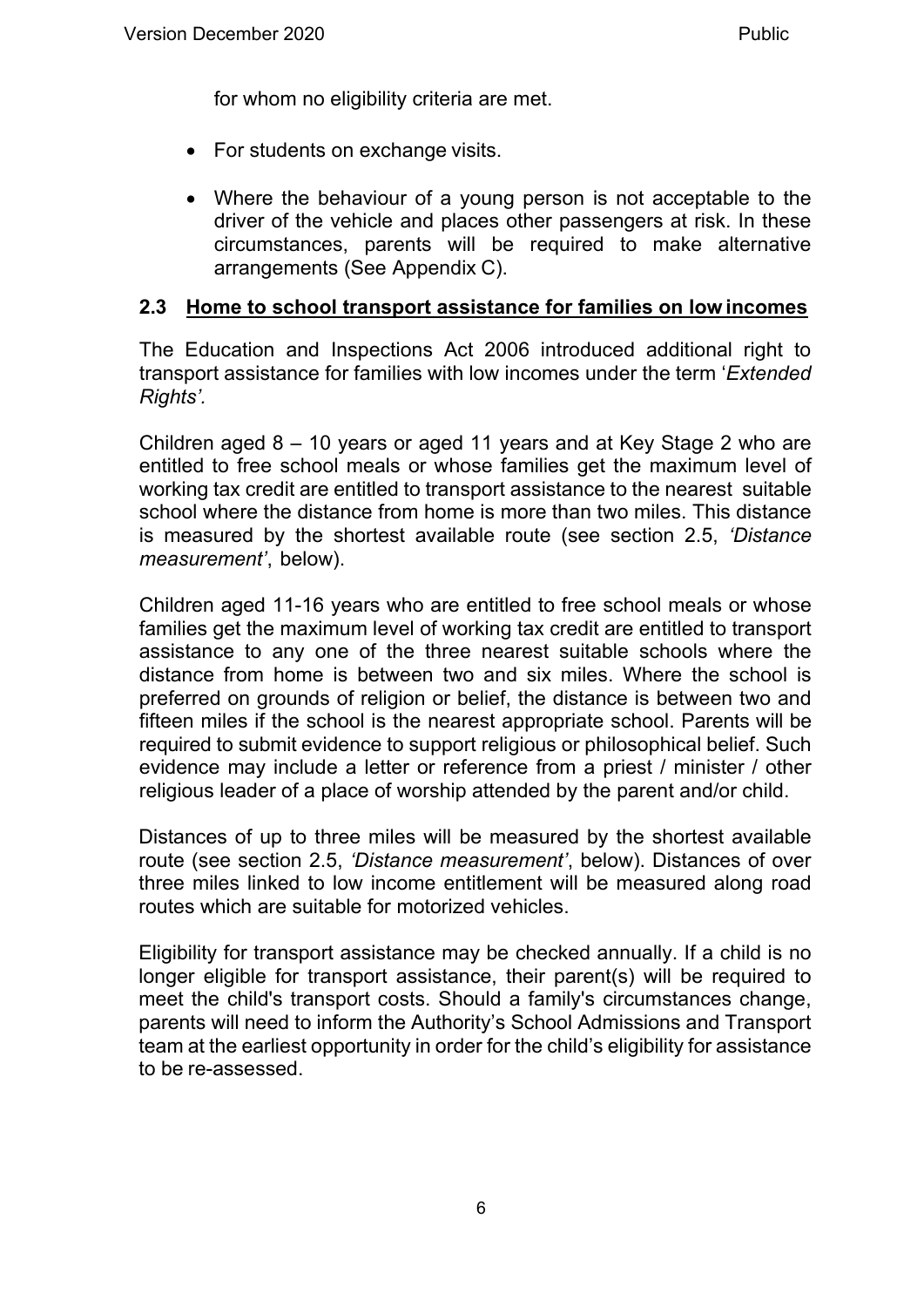for whom no eligibility criteria are met.

- For students on exchange visits.
- Where the behaviour of a young person is not acceptable to the driver of the vehicle and places other passengers at risk. In these circumstances, parents will be required to make alternative arrangements (See Appendix C).

### 2.3 Home to school transport assistance for families on low incomes

The Education and Inspections Act 2006 introduced additional right to transport assistance for families with low incomes under the term '*Extended Rights'*.

Children aged 8 – 10 years or aged 11 years and at Key Stage 2 who are entitled to free school meals or whose families get the maximum level of working tax credit are entitled to transport assistance to the nearest suitable school where the distance from home is more than two miles. This distance is measured by the shortest available route (see section 2.5, *'Distance measurement'*, below).

Children aged 11-16 years who are entitled to free school meals or whose families get the maximum level of working tax credit are entitled to transport assistance to any one of the three nearest suitable schools where the distance from home is between two and six miles. Where the school is preferred on grounds of religion or belief, the distance is between two and fifteen miles if the school is the nearest appropriate school. Parents will be required to submit evidence to support religious or philosophical belief. Such evidence may include a letter or reference from a priest / minister / other religious leader of a place of worship attended by the parent and/or child.

Distances of up to three miles will be measured by the shortest available route (see section 2.5, *'Distance measurement'*, below). Distances of over three miles linked to low income entitlement will be measured along road routes which are suitable for motorized vehicles.

Eligibility for transport assistance may be checked annually. If a child is no longer eligible for transport assistance, their parent(s) will be required to meet the child's transport costs. Should a family's circumstances change, parents will need to inform the Authority's School Admissions and Transport team at the earliest opportunity in order for the child's eligibility for assistance to be re-assessed.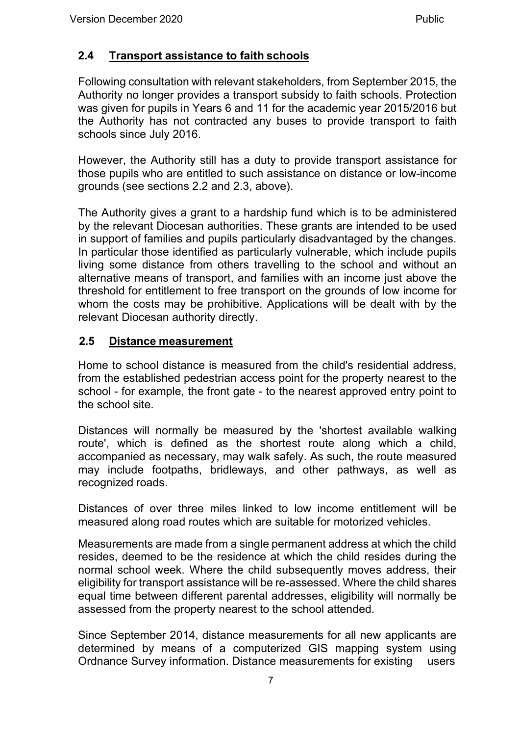## 2.4 Transport assistance to faith schools

Following consultation with relevant stakeholders, from September 2015, the Authority no longer provides a transport subsidy to faith schools. Protection was given for pupils in Years 6 and 11 for the academic year 2015/2016 but the Authority has not contracted any buses to provide transport to faith schools since July 2016.

However, the Authority still has a duty to provide transport assistance for those pupils who are entitled to such assistance on distance or low-income grounds (see sections 2.2 and 2.3, above).

The Authority gives a grant to a hardship fund which is to be administered by the relevant Diocesan authorities. These grants are intended to be used in support of families and pupils particularly disadvantaged by the changes. In particular those identified as particularly vulnerable, which include pupils living some distance from others travelling to the school and without an alternative means of transport, and families with an income just above the threshold for entitlement to free transport on the grounds of low income for whom the costs may be prohibitive. Applications will be dealt with by the relevant Diocesan authority directly.

## 2.5 Distance measurement

Home to school distance is measured from the child's residential address, from the established pedestrian access point for the property nearest to the school - for example, the front gate - to the nearest approved entry point to the school site.

Distances will normally be measured by the 'shortest available walking route', which is defined as the shortest route along which a child, accompanied as necessary, may walk safely. As such, the route measured may include footpaths, bridleways, and other pathways, as well as recognized roads.

Distances of over three miles linked to low income entitlement will be measured along road routes which are suitable for motorized vehicles.

Measurements are made from a single permanent address at which the child resides, deemed to be the residence at which the child resides during the normal school week. Where the child subsequently moves address, their eligibility for transport assistance will be re-assessed. Where the child shares equal time between different parental addresses, eligibility will normally be assessed from the property nearest to the school attended.

Since September 2014, distance measurements for all new applicants are determined by means of a computerized GIS mapping system using Ordnance Survey information. Distance measurements for existing users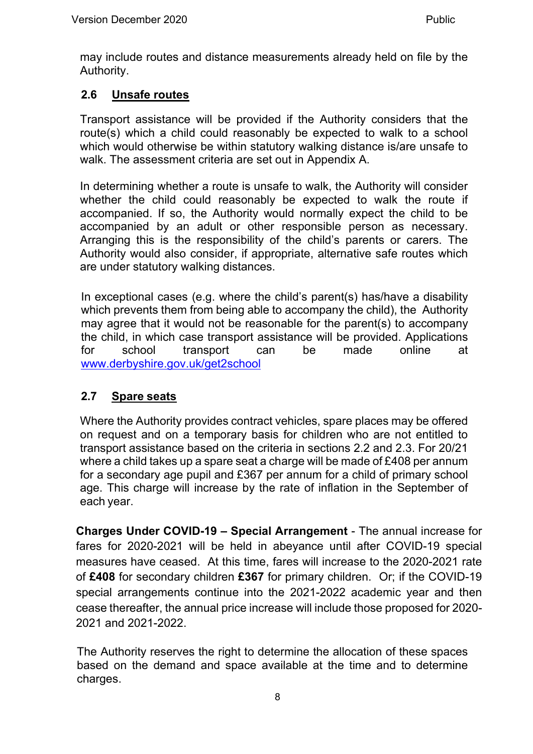may include routes and distance measurements already held on file by the Authority.

## 2.6 Unsafe routes

Transport assistance will be provided if the Authority considers that the route(s) which a child could reasonably be expected to walk to a school which would otherwise be within statutory walking distance is/are unsafe to walk. The assessment criteria are set out in Appendix A.

In determining whether a route is unsafe to walk, the Authority will consider whether the child could reasonably be expected to walk the route if accompanied. If so, the Authority would normally expect the child to be accompanied by an adult or other responsible person as necessary. Arranging this is the responsibility of the child's parents or carers. The Authority would also consider, if appropriate, alternative safe routes which are under statutory walking distances.

In exceptional cases (e.g. where the child's parent(s) has/have a disability which prevents them from being able to accompany the child), the Authority may agree that it would not be reasonable for the parent(s) to accompany the child, in which case transport assistance will be provided. Applications for school transport can be made online at [www.derbyshire.gov.uk/get2school](www.derbyshire.gov.uk/get2school)

## 2.7 Spare seats

Where the Authority provides contract vehicles, spare places may be offered on request and on a temporary basis for children who are not entitled to transport assistance based on the criteria in sections 2.2 and 2.3. For 20/21 where a child takes up a spare seat a charge will be made of £408 per annum for a secondary age pupil and £367 per annum for a child of primary school age. This charge will increase by the rate of inflation in the September of each year.

**Charges Under COVID-19 – Special Arrangement** - The annual increase for fares for 2020-2021 will be held in abeyance until after COVID-19 special measures have ceased. At this time, fares will increase to the 2020-2021 rate of **£408** for secondary children **£367** for primary children. Or; if the COVID-19 special arrangements continue into the 2021-2022 academic year and then cease thereafter, the annual price increase will include those proposed for 2020-2021 and 2021-2022.

The Authority reserves the right to determine the allocation of these spaces based on the demand and space available at the time and to determine charges.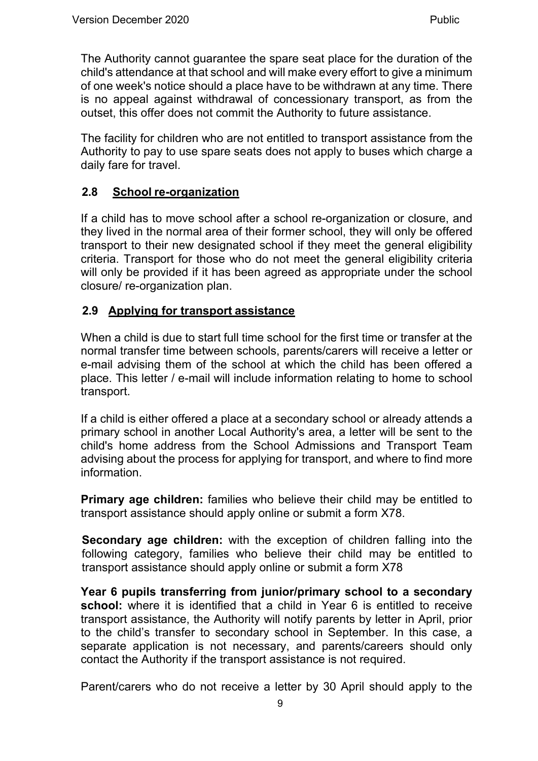The Authority cannot guarantee the spare seat place for the duration of the child's attendance at that school and will make every effort to give a minimum of one week's notice should a place have to be withdrawn at any time. There is no appeal against withdrawal of concessionary transport, as from the outset, this offer does not commit the Authority to future assistance.

The facility for children who are not entitled to transport assistance from the Authority to pay to use spare seats does not apply to buses which charge a daily fare for travel.

### 2.8 School re-organization

If a child has to move school after a school re-organization or closure, and they lived in the normal area of their former school, they will only be offered transport to their new designated school if they meet the general eligibility criteria. Transport for those who do not meet the general eligibility criteria will only be provided if it has been agreed as appropriate under the school closure/ re-organization plan.

### 2.9 Applying for transport assistance

When a child is due to start full time school for the first time or transfer at the normal transfer time between schools, parents/carers will receive a letter or e-mail advising them of the school at which the child has been offered a place. This letter / e-mail will include information relating to home to school transport.

If a child is either offered a place at a secondary school or already attends a primary school in another Local Authority's area, a letter will be sent to the child's home address from the School Admissions and Transport Team advising about the process for applying for transport, and where to find more information.

**Primary age children:** families who believe their child may be entitled to transport assistance should apply online or submit a form X78.

**Secondary age children:** with the exception of children falling into the following category, families who believe their child may be entitled to transport assistance should apply online or submit a form X78

**Year 6 pupils transferring from junior/primary school to a secondary school:** where it is identified that a child in Year 6 is entitled to receive transport assistance, the Authority will notify parents by letter in April, prior to the child's transfer to secondary school in September. In this case, a separate application is not necessary, and parents/careers should only contact the Authority if the transport assistance is not required.

Parent/carers who do not receive a letter by 30 April should apply to the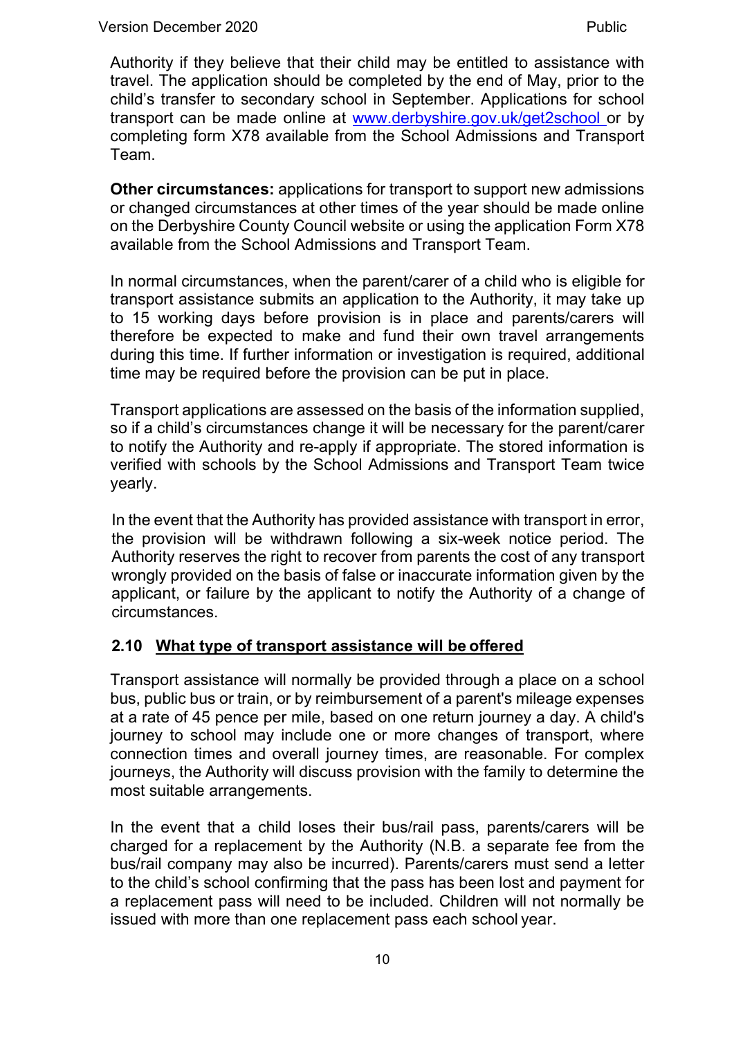Authority if they believe that their child may be entitled to assistance with travel. The application should be completed by the end of May, prior to the child's transfer to secondary school in September. Applications for school transport can be made online at [www.derbyshire.gov.uk/get2school](www.derbyshire.gov.uk/get2school) or by completing form X78 available from the School Admissions and Transport Team.

**Other circumstances:** applications for transport to support new admissions or changed circumstances at other times of the year should be made online on the Derbyshire County Council website or using the application Form X78 available from the School Admissions and Transport Team.

In normal circumstances, when the parent/carer of a child who is eligible for transport assistance submits an application to the Authority, it may take up to 15 working days before provision is in place and parents/carers will therefore be expected to make and fund their own travel arrangements during this time. If further information or investigation is required, additional time may be required before the provision can be put in place.

Transport applications are assessed on the basis of the information supplied, so if a child's circumstances change it will be necessary for the parent/carer to notify the Authority and re-apply if appropriate. The stored information is verified with schools by the School Admissions and Transport Team twice yearly.

In the event that the Authority has provided assistance with transport in error, the provision will be withdrawn following a six-week notice period. The Authority reserves the right to recover from parents the cost of any transport wrongly provided on the basis of false or inaccurate information given by the applicant, or failure by the applicant to notify the Authority of a change of circumstances.

### 2.10 What type of transport assistance will be offered

Transport assistance will normally be provided through a place on a school bus, public bus or train, or by reimbursement of a parent's mileage expenses at a rate of 45 pence per mile, based on one return journey a day. A child's journey to school may include one or more changes of transport, where connection times and overall journey times, are reasonable. For complex journeys, the Authority will discuss provision with the family to determine the most suitable arrangements.

In the event that a child loses their bus/rail pass, parents/carers will be charged for a replacement by the Authority (N.B. a separate fee from the bus/rail company may also be incurred). Parents/carers must send a letter to the child's school confirming that the pass has been lost and payment for a replacement pass will need to be included. Children will not normally be issued with more than one replacement pass each school year.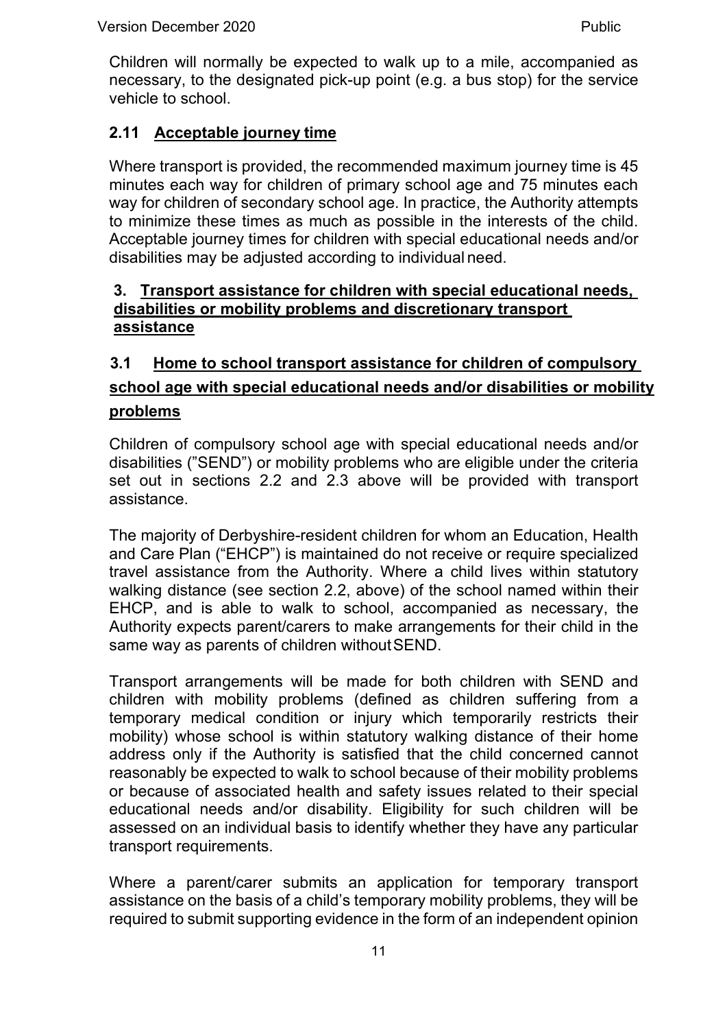Children will normally be expected to walk up to a mile, accompanied as necessary, to the designated pick-up point (e.g. a bus stop) for the service vehicle to school.

### 2.11 Acceptable journey time

Where transport is provided, the recommended maximum journey time is 45 minutes each way for children of primary school age and 75 minutes each way for children of secondary school age. In practice, the Authority attempts to minimize these times as much as possible in the interests of the child. Acceptable journey times for children with special educational needs and/or disabilities may be adjusted according to individual need.

## 3. Transport assistance for children with special educational needs, disabilities or mobility problems and discretionary transport assistance

### 3.1 Home to school transport assistance for children of compulsory school age with special educational needs and/or disabilities or mobility problems

Children of compulsory school age with special educational needs and/or disabilities ("SEND") or mobility problems who are eligible under the criteria set out in sections 2.2 and 2.3 above will be provided with transport assistance.

The majority of Derbyshire-resident children for whom an Education, Health and Care Plan ("EHCP") is maintained do not receive or require specialized travel assistance from the Authority. Where a child lives within statutory walking distance (see section 2.2, above) of the school named within their EHCP, and is able to walk to school, accompanied as necessary, the Authority expects parent/carers to make arrangements for their child in the same way as parents of children without SEND.

Transport arrangements will be made for both children with SEND and children with mobility problems (defined as children suffering from a temporary medical condition or injury which temporarily restricts their mobility) whose school is within statutory walking distance of their home address only if the Authority is satisfied that the child concerned cannot reasonably be expected to walk to school because of their mobility problems or because of associated health and safety issues related to their special educational needs and/or disability. Eligibility for such children will be assessed on an individual basis to identify whether they have any particular transport requirements.

Where a parent/carer submits an application for temporary transport assistance on the basis of a child's temporary mobility problems, they will be required to submit supporting evidence in the form of an independent opinion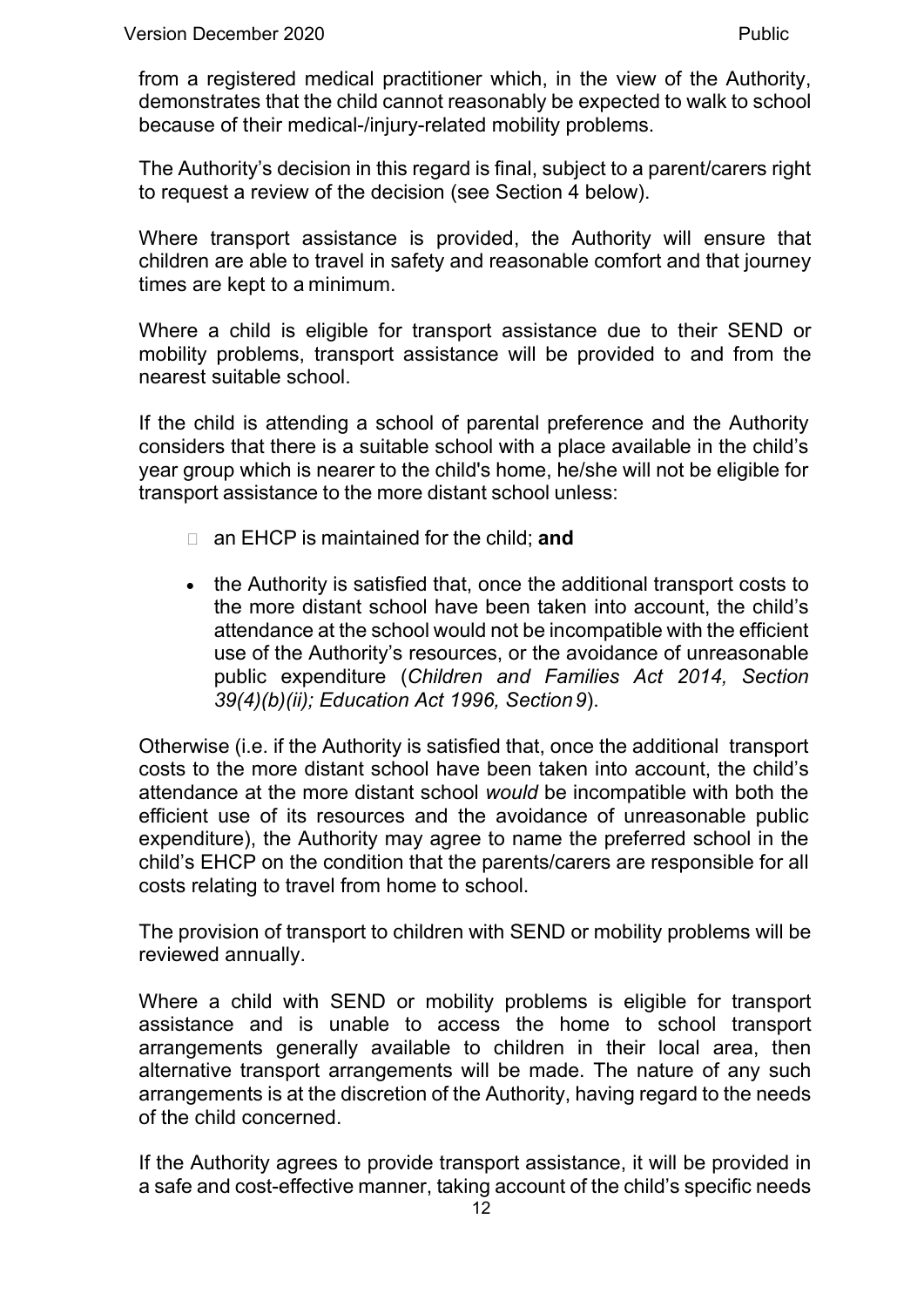from a registered medical practitioner which, in the view of the Authority, demonstrates that the child cannot reasonably be expected to walk to school because of their medical-/injury-related mobility problems.

The Authority's decision in this regard is final, subject to a parent/carers right to request a review of the decision (see Section 4 below).

Where transport assistance is provided, the Authority will ensure that children are able to travel in safety and reasonable comfort and that journey times are kept to a minimum.

Where a child is eligible for transport assistance due to their SEND or mobility problems, transport assistance will be provided to and from the nearest suitable school.

If the child is attending a school of parental preference and the Authority considers that there is a suitable school with a place available in the child's year group which is nearer to the child's home, he/she will not be eligible for transport assistance to the more distant school unless:

- an EHCP is maintained for the child; **and**
- the Authority is satisfied that, once the additional transport costs to the more distant school have been taken into account, the child's attendance at the school would not be incompatible with the efficient use of the Authority's resources, or the avoidance of unreasonable public expenditure (*Children and Families Act 2014, Section 39(4)(b)(ii); Education Act 1996, Section 9*).

Otherwise (i.e. if the Authority is satisfied that, once the additional transport costs to the more distant school have been taken into account, the child's attendance at the more distant school *would* be incompatible with both the efficient use of its resources and the avoidance of unreasonable public expenditure), the Authority may agree to name the preferred school in the child's EHCP on the condition that the parents/carers are responsible for all costs relating to travel from home to school.

The provision of transport to children with SEND or mobility problems will be reviewed annually.

Where a child with SEND or mobility problems is eligible for transport assistance and is unable to access the home to school transport arrangements generally available to children in their local area, then alternative transport arrangements will be made. The nature of any such arrangements is at the discretion of the Authority, having regard to the needs of the child concerned.

If the Authority agrees to provide transport assistance, it will be provided in a safe and cost-effective manner, taking account of the child's specific needs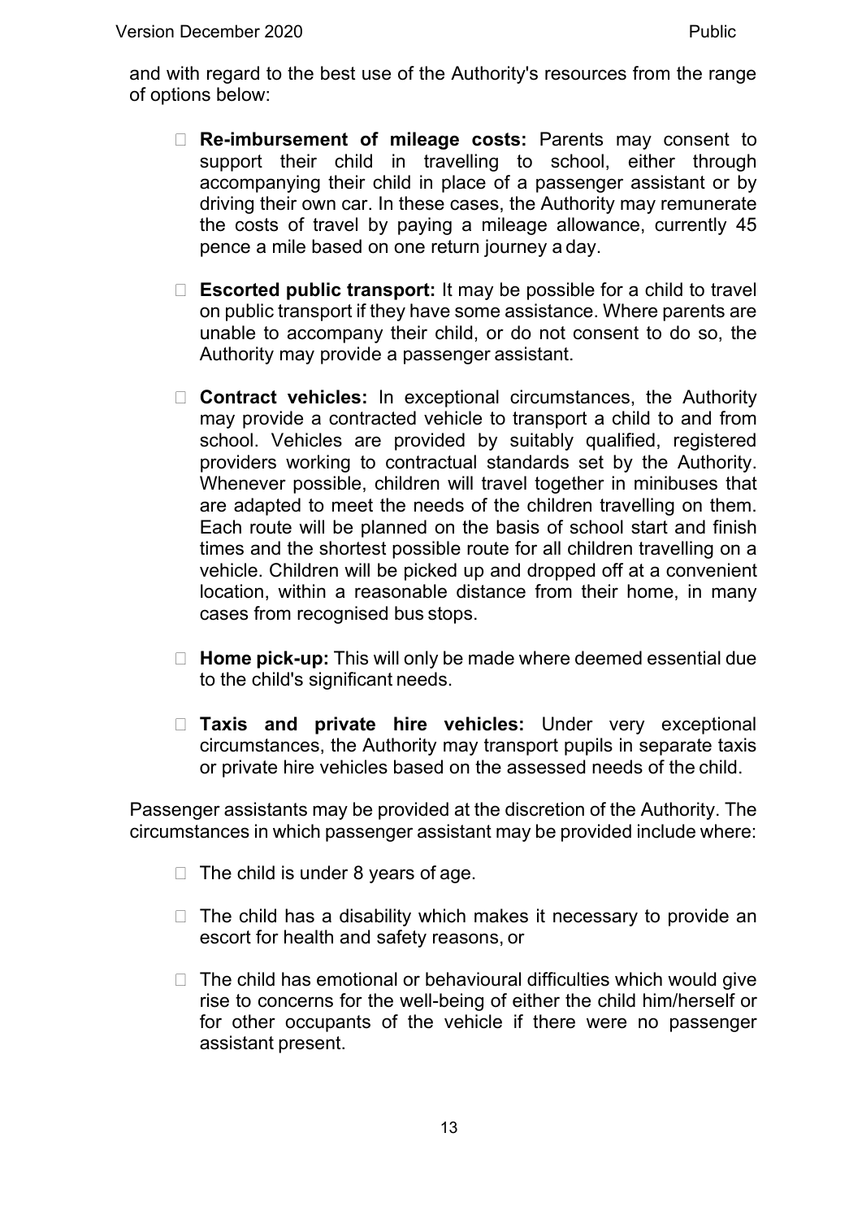and with regard to the best use of the Authority's resources from the range of options below:

- **Re-imbursement of mileage costs:** Parents may consent to support their child in travelling to school, either through accompanying their child in place of a passenger assistant or by driving their own car. In these cases, the Authority may remunerate the costs of travel by paying a mileage allowance, currently 45 pence a mile based on one return journey a day.

- **Escorted public transport:** It may be possible for a child to travel on public transport if they have some assistance. Where parents are unable to accompany their child, or do not consent to do so, the Authority may provide a passenger assistant.

- **Contract vehicles:** In exceptional circumstances, the Authority may provide a contracted vehicle to transport a child to and from school. Vehicles are provided by suitably qualified, registered providers working to contractual standards set by the Authority. Whenever possible, children will travel together in minibuses that are adapted to meet the needs of the children travelling on them. Each route will be planned on the basis of school start and finish times and the shortest possible route for all children travelling on a vehicle. Children will be picked up and dropped off at a convenient location, within a reasonable distance from their home, in many cases from recognised bus stops.

- **Home pick-up:** This will only be made where deemed essential due to the child's significant needs.

- **Taxis and private hire vehicles:** Under very exceptional circumstances, the Authority may transport pupils in separate taxis or private hire vehicles based on the assessed needs of the child.

Passenger assistants may be provided at the discretion of the Authority. The circumstances in which passenger assistant may be provided include where:

- The child is under 8 years of age.

- The child has a disability which makes it necessary to provide an escort for health and safety reasons, or

- The child has emotional or behavioural difficulties which would give rise to concerns for the well-being of either the child him/herself or for other occupants of the vehicle if there were no passenger assistant present.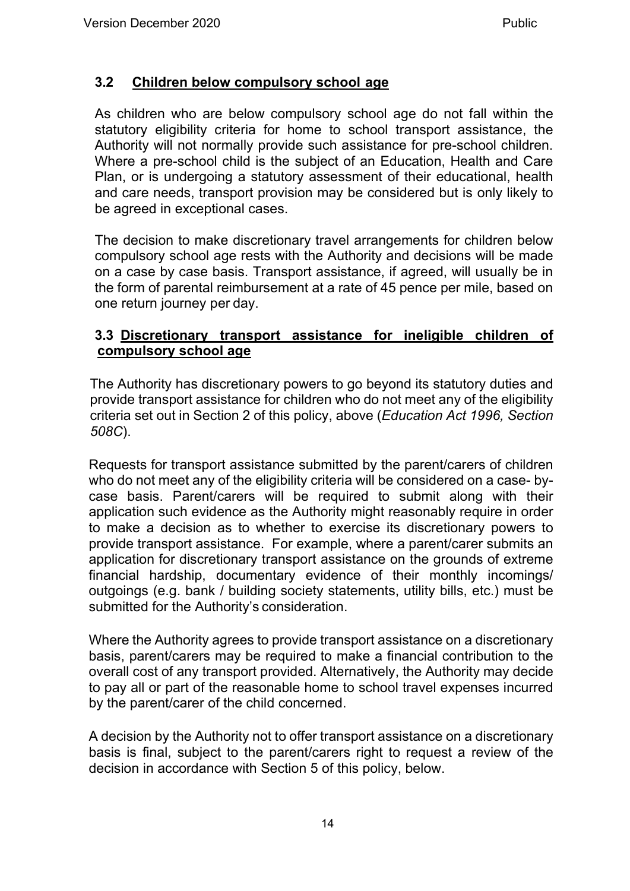### 3.2 Children below compulsory school age

As children who are below compulsory school age do not fall within the statutory eligibility criteria for home to school transport assistance, the Authority will not normally provide such assistance for pre-school children. Where a pre-school child is the subject of an Education, Health and Care Plan, or is undergoing a statutory assessment of their educational, health and care needs, transport provision may be considered but is only likely to be agreed in exceptional cases.

The decision to make discretionary travel arrangements for children below compulsory school age rests with the Authority and decisions will be made on a case by case basis. Transport assistance, if agreed, will usually be in the form of parental reimbursement at a rate of 45 pence per mile, based on one return journey per day.

### 3.3 Discretionary transport assistance for ineligible children of compulsory school age

The Authority has discretionary powers to go beyond its statutory duties and provide transport assistance for children who do not meet any of the eligibility criteria set out in Section 2 of this policy, above (*Education Act 1996, Section 508C*).

Requests for transport assistance submitted by the parent/carers of children who do not meet any of the eligibility criteria will be considered on a case- by-case basis. Parent/carers will be required to submit along with their application such evidence as the Authority might reasonably require in order to make a decision as to whether to exercise its discretionary powers to provide transport assistance. For example, where a parent/carer submits an application for discretionary transport assistance on the grounds of extreme financial hardship, documentary evidence of their monthly incomings/ outgoings (e.g. bank / building society statements, utility bills, etc.) must be submitted for the Authority's consideration.

Where the Authority agrees to provide transport assistance on a discretionary basis, parent/carers may be required to make a financial contribution to the overall cost of any transport provided. Alternatively, the Authority may decide to pay all or part of the reasonable home to school travel expenses incurred by the parent/carer of the child concerned.

A decision by the Authority not to offer transport assistance on a discretionary basis is final, subject to the parent/carers right to request a review of the decision in accordance with Section 5 of this policy, below.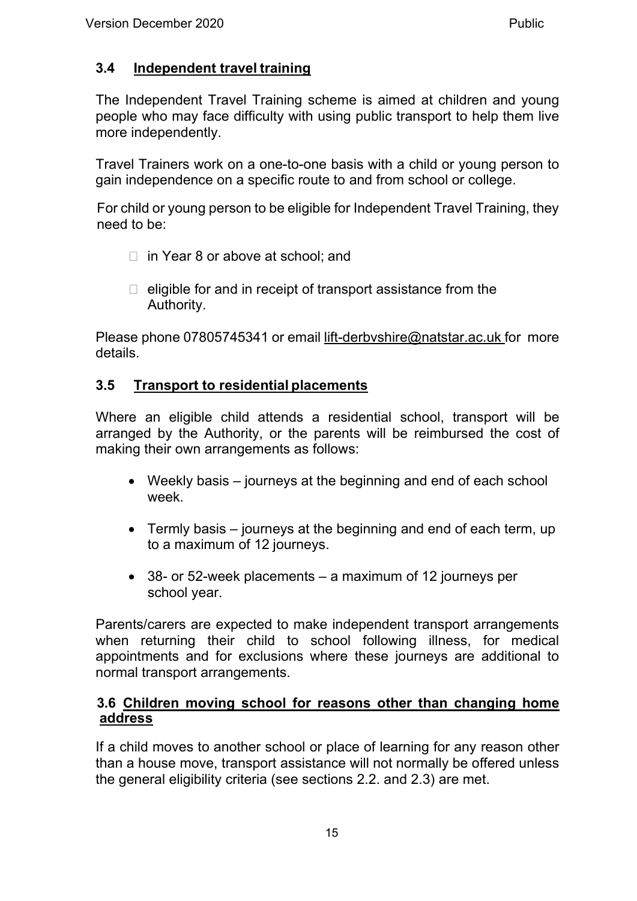### 3.4 Independent travel training

The Independent Travel Training scheme is aimed at children and young people who may face difficulty with using public transport to help them live more independently.

Travel Trainers work on a one-to-one basis with a child or young person to gain independence on a specific route to and from school or college.

For child or young person to be eligible for Independent Travel Training, they need to be:

- in Year 8 or above at school; and
- eligible for and in receipt of transport assistance from the Authority.

Please phone 07805745341 or email lift-derbvshire@natstar.ac.uk for more details.

### 3.5 Transport to residential placements

Where an eligible child attends a residential school, transport will be arranged by the Authority, or the parents will be reimbursed the cost of making their own arrangements as follows:

- Weekly basis – journeys at the beginning and end of each school week.
- Termly basis – journeys at the beginning and end of each term, up to a maximum of 12 journeys.
- 38- or 52-week placements – a maximum of 12 journeys per school year.

Parents/carers are expected to make independent transport arrangements when returning their child to school following illness, for medical appointments and for exclusions where these journeys are additional to normal transport arrangements.

### 3.6 Children moving school for reasons other than changing home address

If a child moves to another school or place of learning for any reason other than a house move, transport assistance will not normally be offered unless the general eligibility criteria (see sections 2.2. and 2.3) are met.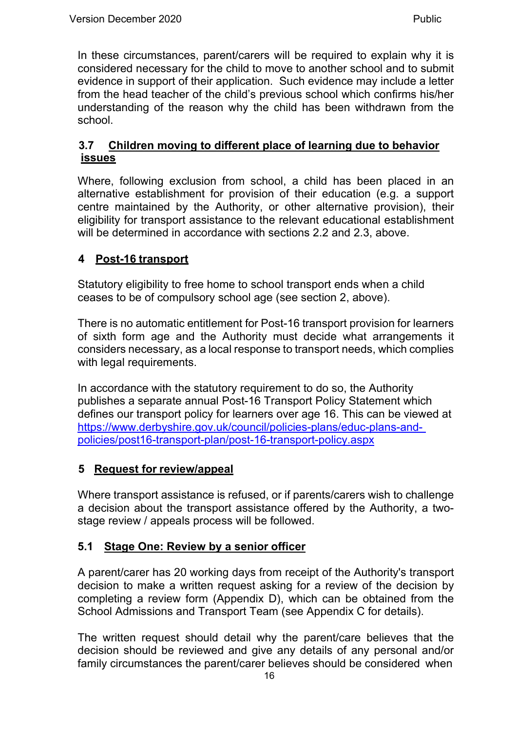In these circumstances, parent/carers will be required to explain why it is considered necessary for the child to move to another school and to submit evidence in support of their application. Such evidence may include a letter from the head teacher of the child's previous school which confirms his/her understanding of the reason why the child has been withdrawn from the school.

### 3.7 Children moving to different place of learning due to behavior issues

Where, following exclusion from school, a child has been placed in an alternative establishment for provision of their education (e.g. a support centre maintained by the Authority, or other alternative provision), their eligibility for transport assistance to the relevant educational establishment will be determined in accordance with sections 2.2 and 2.3, above.

## 4 Post-16 transport

Statutory eligibility to free home to school transport ends when a child ceases to be of compulsory school age (see section 2, above).

There is no automatic entitlement for Post-16 transport provision for learners of sixth form age and the Authority must decide what arrangements it considers necessary, as a local response to transport needs, which complies with legal requirements.

In accordance with the statutory requirement to do so, the Authority publishes a separate annual Post-16 Transport Policy Statement which defines our transport policy for learners over age 16. This can be viewed at https://www.derbyshire.gov.uk/council/policies-plans/educ-plans-and-policies/post16-transport-plan/post-16-transport-policy.aspx

## 5 Request for review/appeal

Where transport assistance is refused, or if parents/carers wish to challenge a decision about the transport assistance offered by the Authority, a two-stage review / appeals process will be followed.

### 5.1 Stage One: Review by a senior officer

A parent/carer has 20 working days from receipt of the Authority's transport decision to make a written request asking for a review of the decision by completing a review form (Appendix D), which can be obtained from the School Admissions and Transport Team (see Appendix C for details).

The written request should detail why the parent/care believes that the decision should be reviewed and give any details of any personal and/or family circumstances the parent/carer believes should be considered when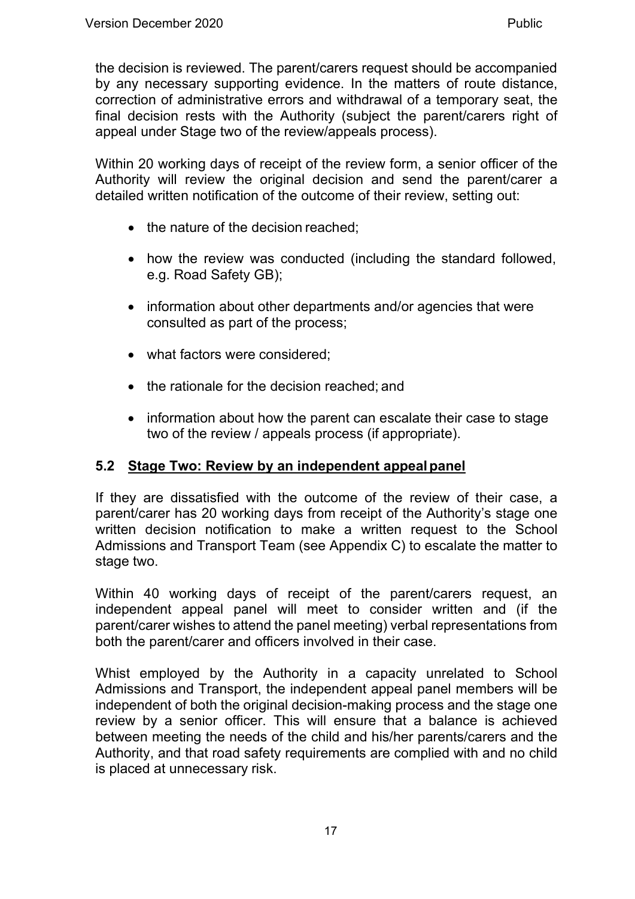the decision is reviewed. The parent/carers request should be accompanied by any necessary supporting evidence. In the matters of route distance, correction of administrative errors and withdrawal of a temporary seat, the final decision rests with the Authority (subject the parent/carers right of appeal under Stage two of the review/appeals process).

Within 20 working days of receipt of the review form, a senior officer of the Authority will review the original decision and send the parent/carer a detailed written notification of the outcome of their review, setting out:

- the nature of the decision reached;
- how the review was conducted (including the standard followed, e.g. Road Safety GB);
- information about other departments and/or agencies that were consulted as part of the process;
- what factors were considered;
- the rationale for the decision reached; and
- information about how the parent can escalate their case to stage two of the review / appeals process (if appropriate).

### 5.2 Stage Two: Review by an independent appeal panel

If they are dissatisfied with the outcome of the review of their case, a parent/carer has 20 working days from receipt of the Authority's stage one written decision notification to make a written request to the School Admissions and Transport Team (see Appendix C) to escalate the matter to stage two.

Within 40 working days of receipt of the parent/carers request, an independent appeal panel will meet to consider written and (if the parent/carer wishes to attend the panel meeting) verbal representations from both the parent/carer and officers involved in their case.

Whist employed by the Authority in a capacity unrelated to School Admissions and Transport, the independent appeal panel members will be independent of both the original decision-making process and the stage one review by a senior officer. This will ensure that a balance is achieved between meeting the needs of the child and his/her parents/carers and the Authority, and that road safety requirements are complied with and no child is placed at unnecessary risk.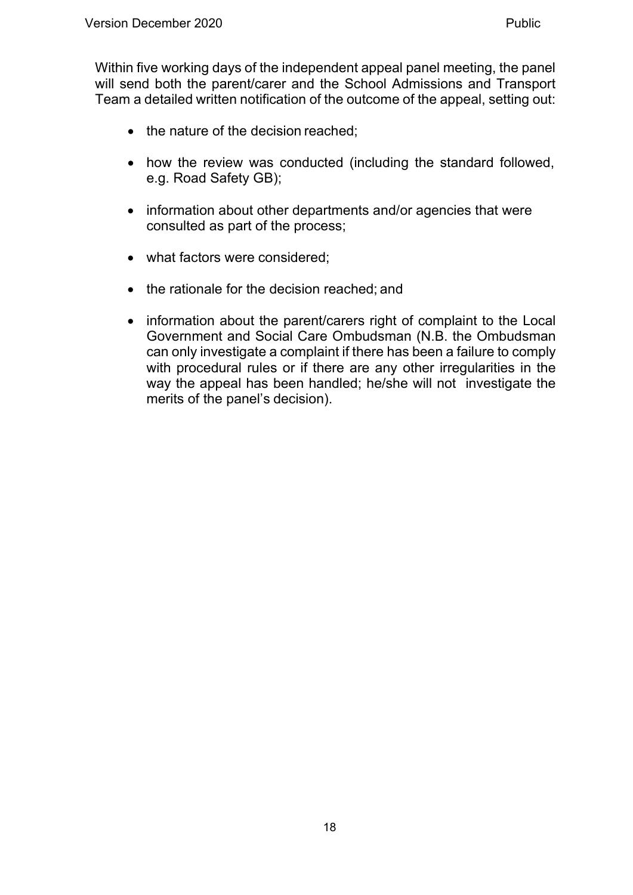Within five working days of the independent appeal panel meeting, the panel will send both the parent/carer and the School Admissions and Transport Team a detailed written notification of the outcome of the appeal, setting out:

- the nature of the decision reached;
- how the review was conducted (including the standard followed, e.g. Road Safety GB);
- information about other departments and/or agencies that were consulted as part of the process;
- what factors were considered;
- the rationale for the decision reached; and
- information about the parent/carers right of complaint to the Local Government and Social Care Ombudsman (N.B. the Ombudsman can only investigate a complaint if there has been a failure to comply with procedural rules or if there are any other irregularities in the way the appeal has been handled; he/she will not investigate the merits of the panel's decision).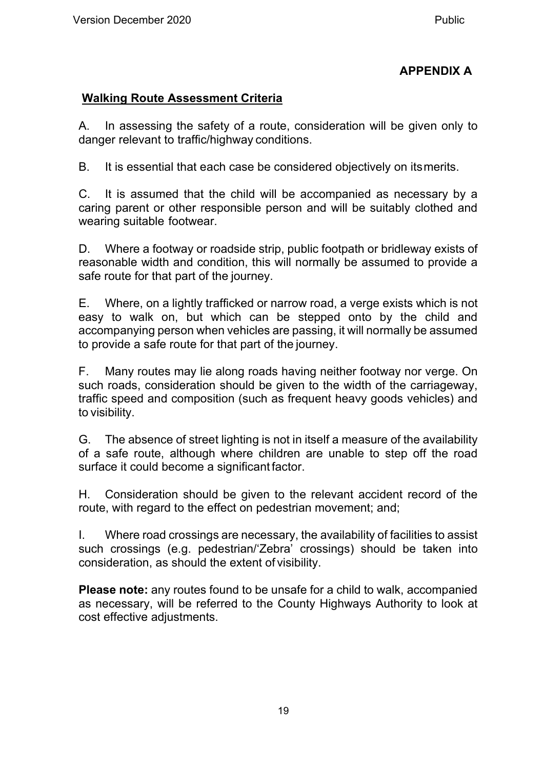## APPENDIX A

### Walking Route Assessment Criteria

A. In assessing the safety of a route, consideration will be given only to danger relevant to traffic/highway conditions.

B. It is essential that each case be considered objectively on its merits.

C. It is assumed that the child will be accompanied as necessary by a caring parent or other responsible person and will be suitably clothed and wearing suitable footwear.

D. Where a footway or roadside strip, public footpath or bridleway exists of reasonable width and condition, this will normally be assumed to provide a safe route for that part of the journey.

E. Where, on a lightly trafficked or narrow road, a verge exists which is not easy to walk on, but which can be stepped onto by the child and accompanying person when vehicles are passing, it will normally be assumed to provide a safe route for that part of the journey.

F. Many routes may lie along roads having neither footway nor verge. On such roads, consideration should be given to the width of the carriageway, traffic speed and composition (such as frequent heavy goods vehicles) and to visibility.

G. The absence of street lighting is not in itself a measure of the availability of a safe route, although where children are unable to step off the road surface it could become a significant factor.

H. Consideration should be given to the relevant accident record of the route, with regard to the effect on pedestrian movement; and;

I. Where road crossings are necessary, the availability of facilities to assist such crossings (e.g. pedestrian/'Zebra' crossings) should be taken into consideration, as should the extent of visibility.

**Please note:** any routes found to be unsafe for a child to walk, accompanied as necessary, will be referred to the County Highways Authority to look at cost effective adjustments.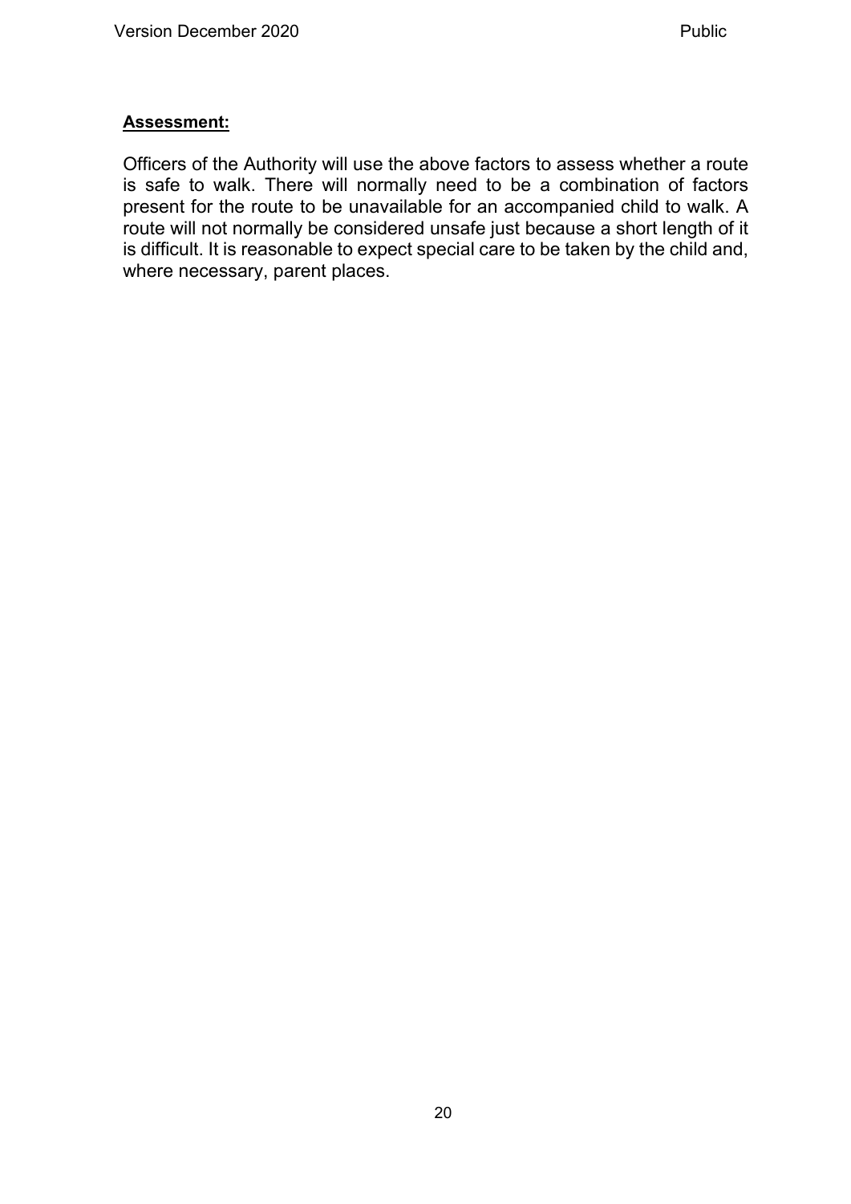**Assessment:**

Officers of the Authority will use the above factors to assess whether a route is safe to walk. There will normally need to be a combination of factors present for the route to be unavailable for an accompanied child to walk. A route will not normally be considered unsafe just because a short length of it is difficult. It is reasonable to expect special care to be taken by the child and, where necessary, parent places.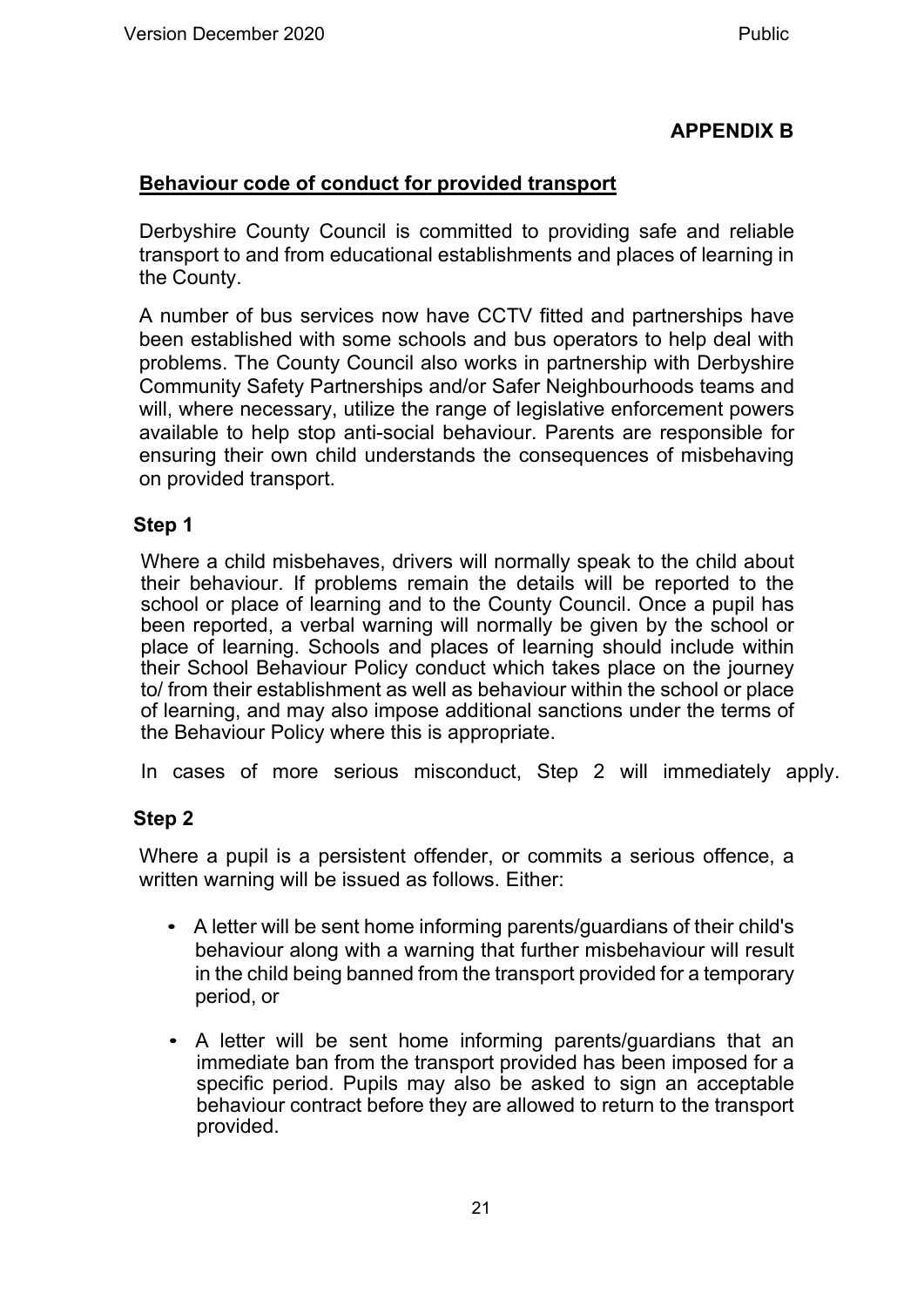**APPENDIX B**

## Behaviour code of conduct for provided transport

Derbyshire County Council is committed to providing safe and reliable transport to and from educational establishments and places of learning in the County.

A number of bus services now have CCTV fitted and partnerships have been established with some schools and bus operators to help deal with problems. The County Council also works in partnership with Derbyshire Community Safety Partnerships and/or Safer Neighbourhoods teams and will, where necessary, utilize the range of legislative enforcement powers available to help stop anti-social behaviour. Parents are responsible for ensuring their own child understands the consequences of misbehaving on provided transport.

### Step 1

Where a child misbehaves, drivers will normally speak to the child about their behaviour. If problems remain the details will be reported to the school or place of learning and to the County Council. Once a pupil has been reported, a verbal warning will normally be given by the school or place of learning. Schools and places of learning should include within their School Behaviour Policy conduct which takes place on the journey to/ from their establishment as well as behaviour within the school or place of learning, and may also impose additional sanctions under the terms of the Behaviour Policy where this is appropriate.

In cases of more serious misconduct, Step 2 will immediately apply.

### Step 2

Where a pupil is a persistent offender, or commits a serious offence, a written warning will be issued as follows. Either:

- A letter will be sent home informing parents/guardians of their child's behaviour along with a warning that further misbehaviour will result in the child being banned from the transport provided for a temporary period, or
- A letter will be sent home informing parents/guardians that an immediate ban from the transport provided has been imposed for a specific period. Pupils may also be asked to sign an acceptable behaviour contract before they are allowed to return to the transport provided.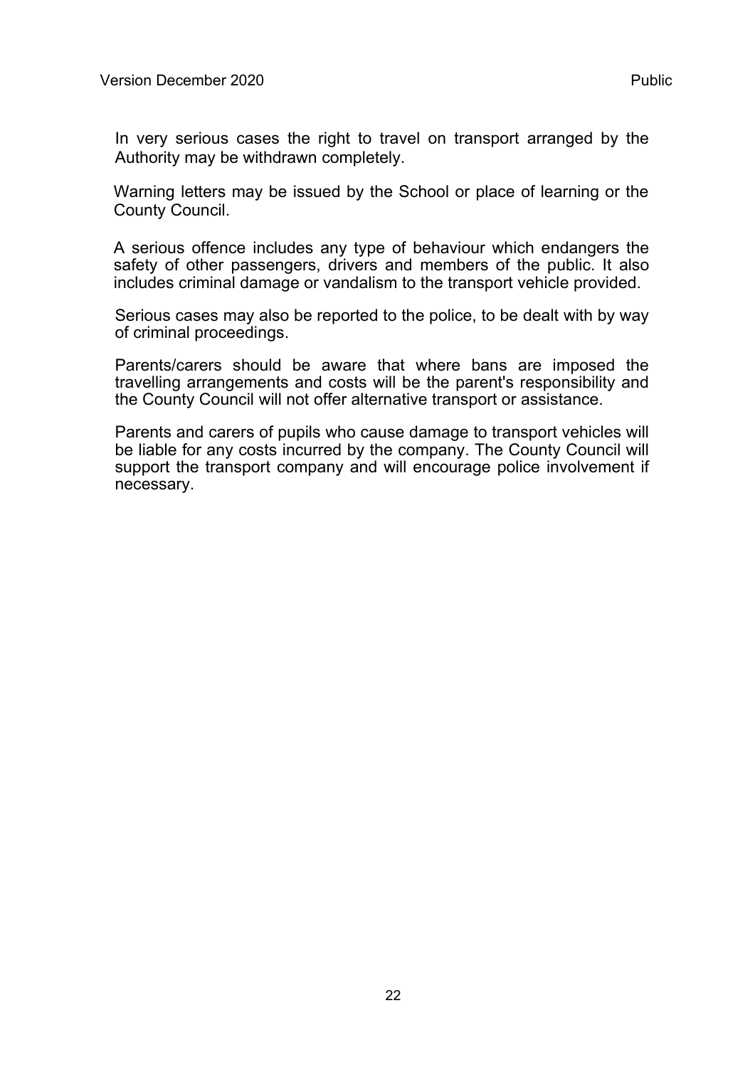In very serious cases the right to travel on transport arranged by the Authority may be withdrawn completely.

Warning letters may be issued by the School or place of learning or the County Council.

A serious offence includes any type of behaviour which endangers the safety of other passengers, drivers and members of the public. It also includes criminal damage or vandalism to the transport vehicle provided.

Serious cases may also be reported to the police, to be dealt with by way of criminal proceedings.

Parents/carers should be aware that where bans are imposed the travelling arrangements and costs will be the parent's responsibility and the County Council will not offer alternative transport or assistance.

Parents and carers of pupils who cause damage to transport vehicles will be liable for any costs incurred by the company. The County Council will support the transport company and will encourage police involvement if necessary.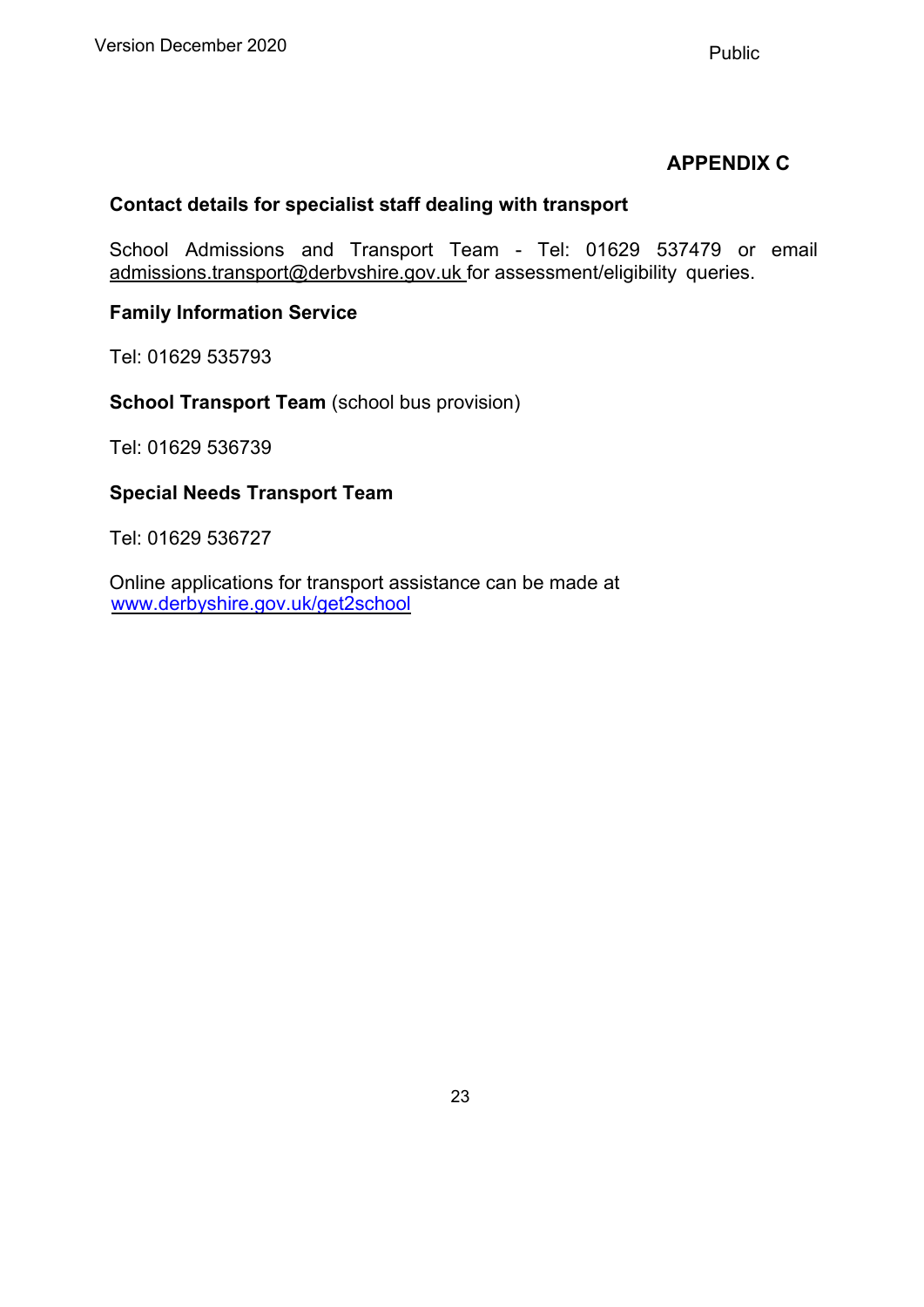# APPENDIX C

**Contact details for specialist staff dealing with transport**

School Admissions and Transport Team - Tel: 01629 537479 or email admissions.transport@derbyshire.gov.uk for assessment/eligibility queries.

**Family Information Service**

Tel: 01629 535793

**School Transport Team** (school bus provision)

Tel: 01629 536739

**Special Needs Transport Team**

Tel: 01629 536727

Online applications for transport assistance can be made at www.derbyshire.gov.uk/get2school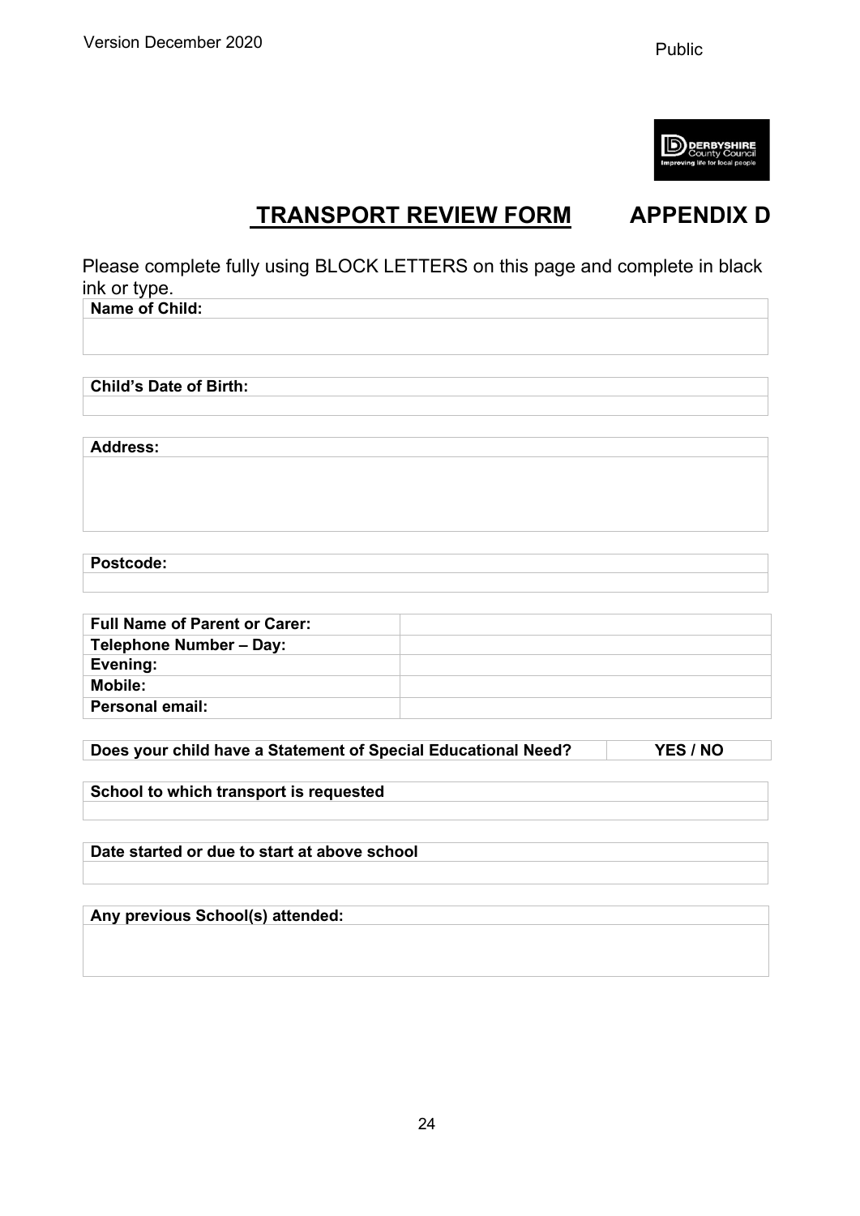Version December 2020

Public

# TRANSPORT REVIEW FORM APPENDIX D

Please complete fully using BLOCK LETTERS on this page and complete in black ink or type.

| **Name of Child:** |
|---|
| |

| **Child's Date of Birth:** |
|---|
| |

| **Address:** |
|---|
| |

| **Postcode:** |
|---|
| |

| **Full Name of Parent or Carer:** | |
|---|---|
| **Telephone Number – Day:** | |
| **Evening:** | |
| **Mobile:** | |
| **Personal email:** | |

| **Does your child have a Statement of Special Educational Need?** | **YES / NO** |
|---|---|

| **School to which transport is requested** |
|---|
| |

| **Date started or due to start at above school** |
|---|
| |

| **Any previous School(s) attended:** |
|---|
| |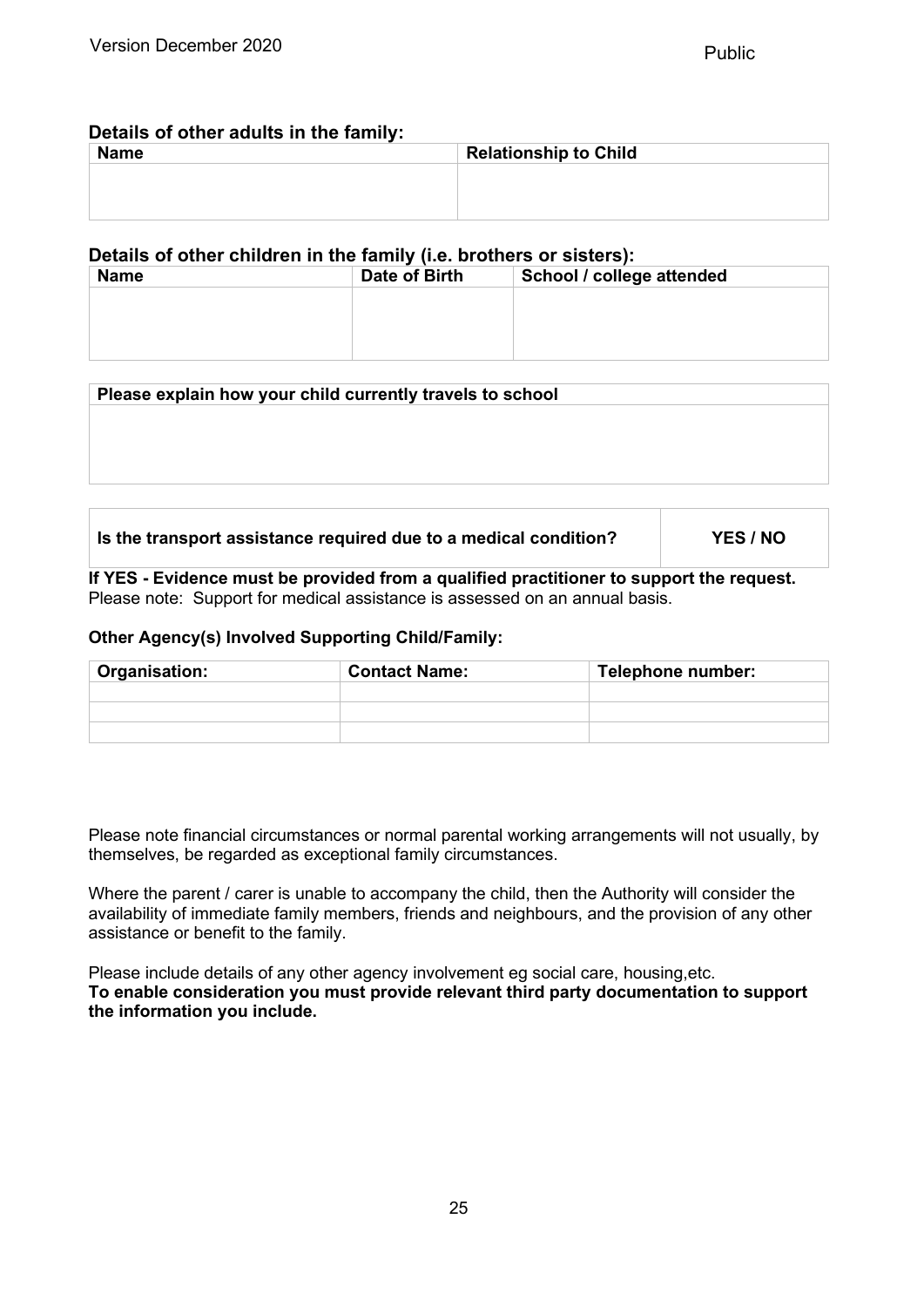**Details of other adults in the family:**

| Name | Relationship to Child |
| --- | --- |
| | |

**Details of other children in the family (i.e. brothers or sisters):**

| Name | Date of Birth | School / college attended |
| --- | --- | --- |
| | | |

| Please explain how your child currently travels to school |
| --- |
| |

| Is the transport assistance required due to a medical condition? | YES / NO |
| --- | --- |

**If YES - Evidence must be provided from a qualified practitioner to support the request.**
Please note: Support for medical assistance is assessed on an annual basis.

**Other Agency(s) Involved Supporting Child/Family:**

| Organisation: | Contact Name: | Telephone number: |
| --- | --- | --- |
| | | |
| | | |
| | | |

Please note financial circumstances or normal parental working arrangements will not usually, by themselves, be regarded as exceptional family circumstances.

Where the parent / carer is unable to accompany the child, then the Authority will consider the availability of immediate family members, friends and neighbours, and the provision of any other assistance or benefit to the family.

Please include details of any other agency involvement eg social care, housing,etc.
**To enable consideration you must provide relevant third party documentation to support the information you include.**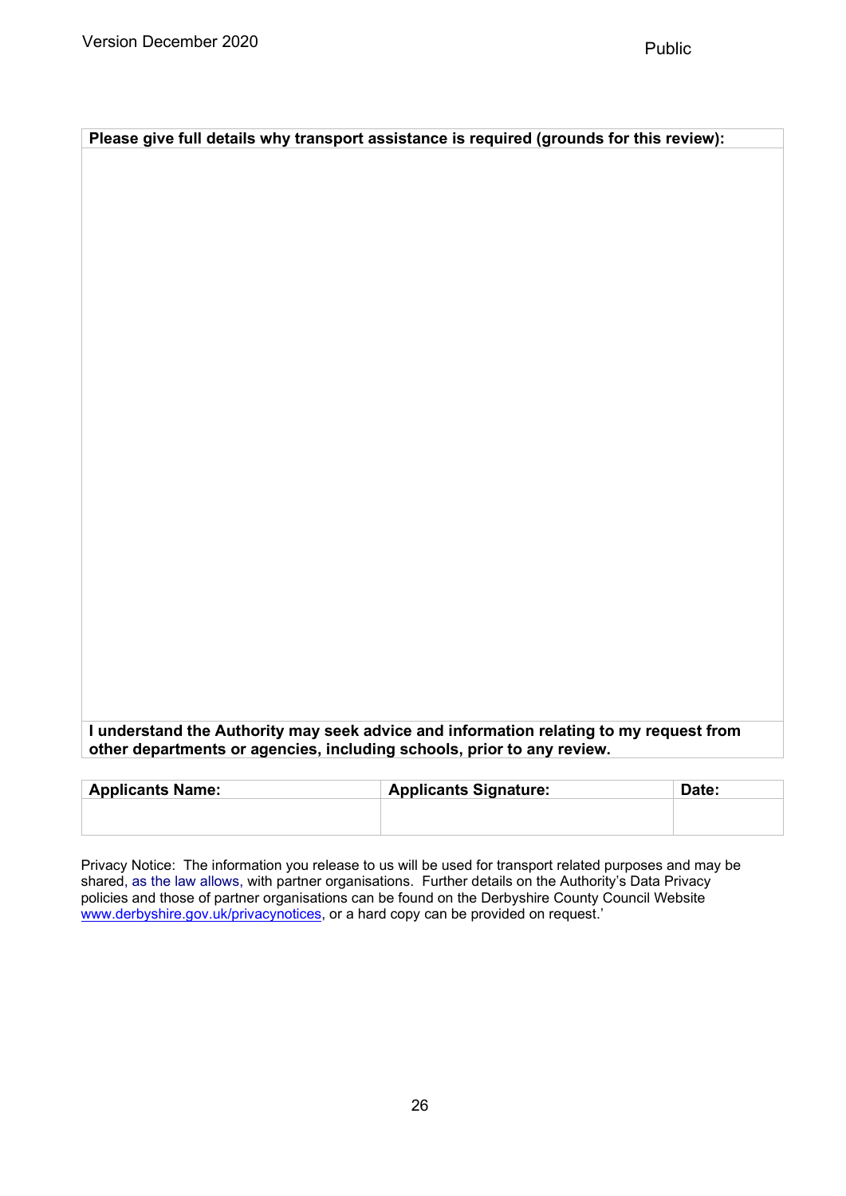| Please give full details why transport assistance is required (grounds for this review): |
| --- |
| |
| **I understand the Authority may seek advice and information relating to my request from other departments or agencies, including schools, prior to any review.** |

| Applicants Name: | Applicants Signature: | Date: |
| --- | --- | --- |
| | | |

Privacy Notice: The information you release to us will be used for transport related purposes and may be shared, as the law allows, with partner organisations. Further details on the Authority's Data Privacy policies and those of partner organisations can be found on the Derbyshire County Council Website www.derbyshire.gov.uk/privacynotices, or a hard copy can be provided on request.'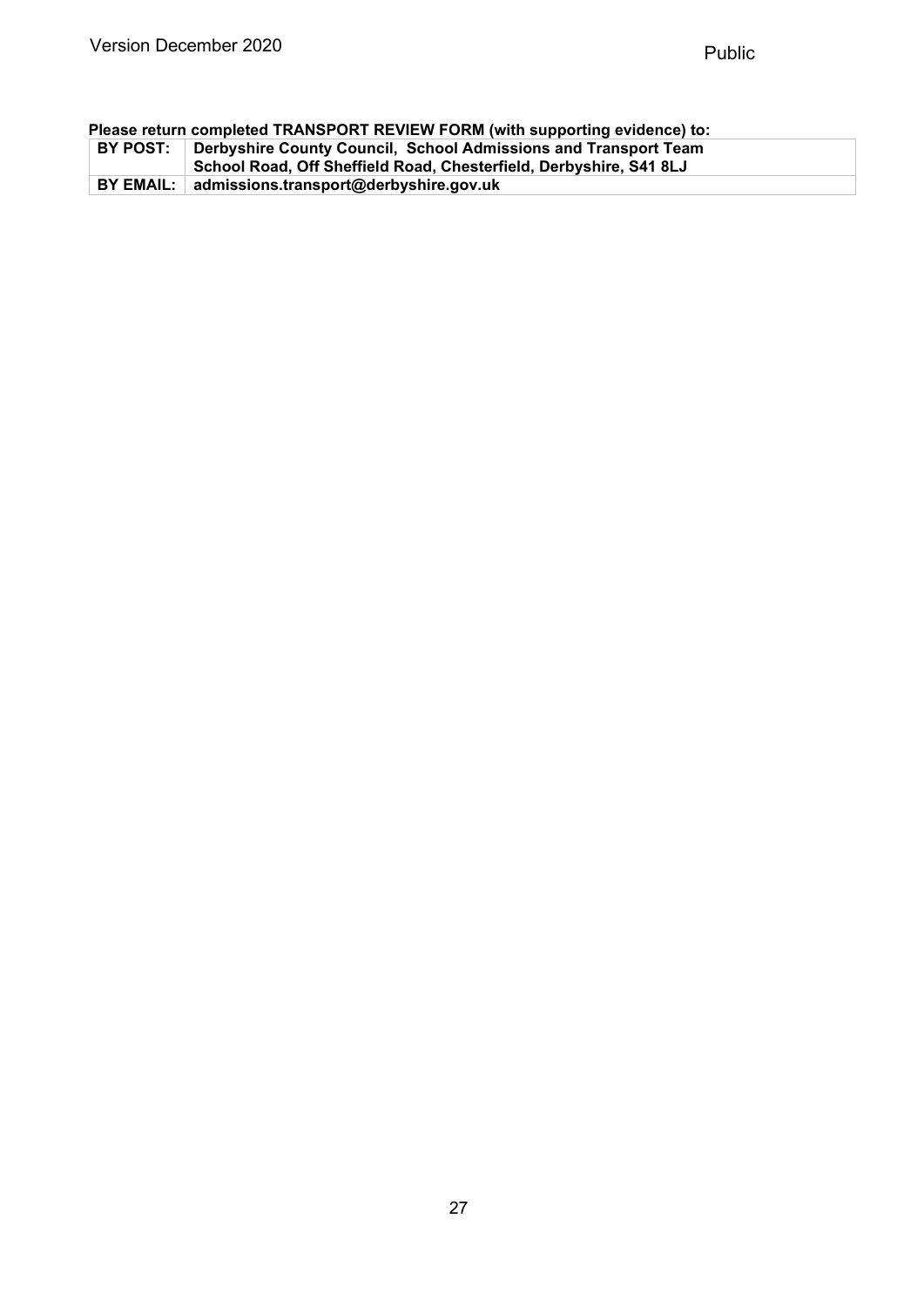**Please return completed TRANSPORT REVIEW FORM (with supporting evidence) to:**

| | |
|---|---|
| **BY POST:** | **Derbyshire County Council, School Admissions and Transport Team**<br>**School Road, Off Sheffield Road, Chesterfield, Derbyshire, S41 8LJ** |
| **BY EMAIL:** | **admissions.transport@derbyshire.gov.uk** |